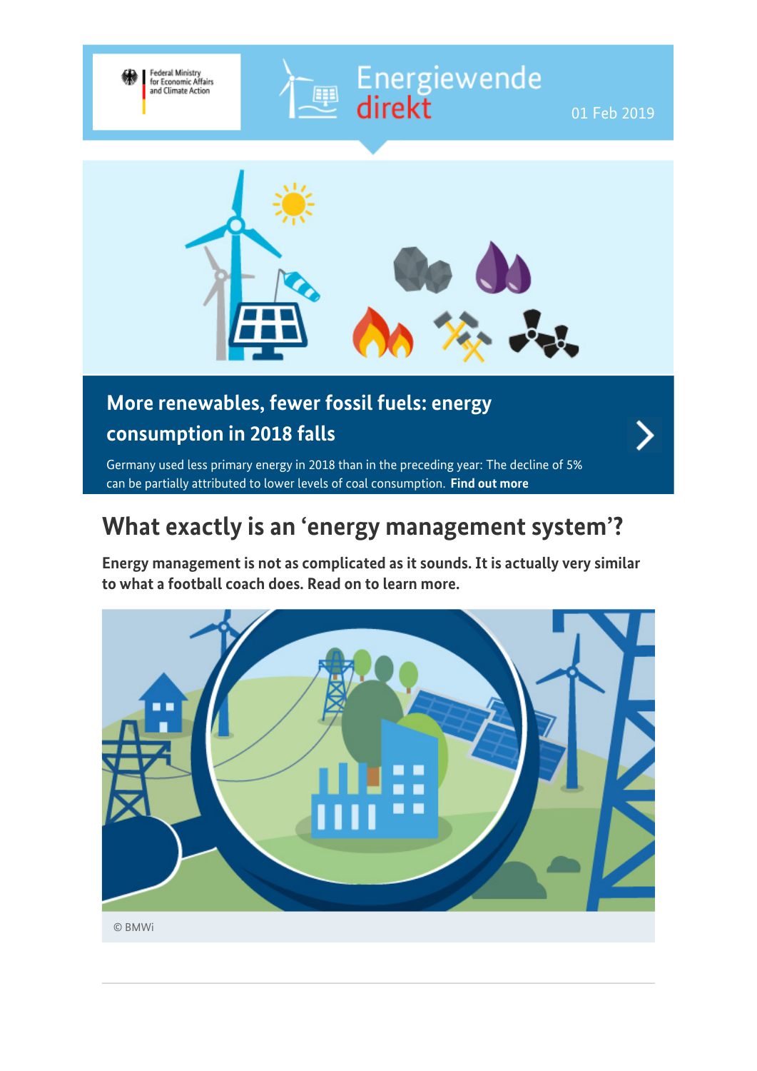Federal Ministry for Economic Affairs and Climate Action

Energiewende direkt

01 Feb 2019

## More renewables, fewer fossil fuels: energy consumption in 2018 falls

Germany used less primary energy in 2018 than in the preceding year: The decline of 5% can be partially attributed to lower levels of coal consumption. **Find out more**

# What exactly is an 'energy management system'?

**Energy management is not as complicated as it sounds. It is actually very similar to what a football coach does. Read on to learn more.**

© BMWi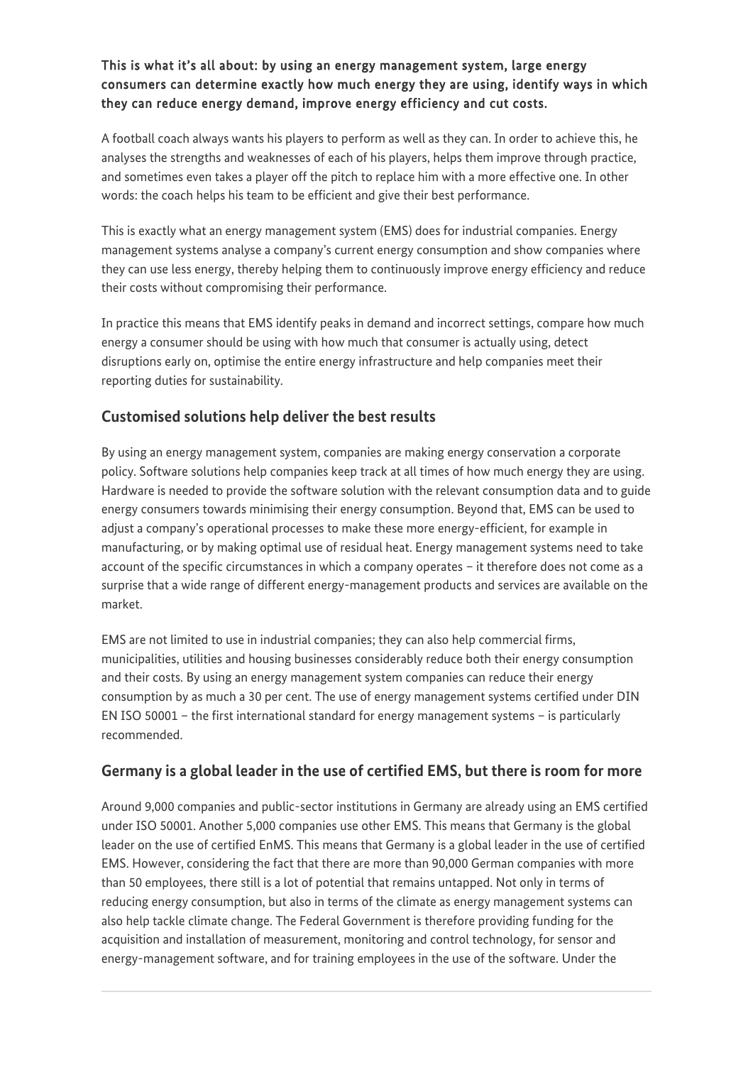**This is what it's all about: by using an energy management system, large energy consumers can determine exactly how much energy they are using, identify ways in which they can reduce energy demand, improve energy efficiency and cut costs.**

A football coach always wants his players to perform as well as they can. In order to achieve this, he analyses the strengths and weaknesses of each of his players, helps them improve through practice, and sometimes even takes a player off the pitch to replace him with a more effective one. In other words: the coach helps his team to be efficient and give their best performance.

This is exactly what an energy management system (EMS) does for industrial companies. Energy management systems analyse a company's current energy consumption and show companies where they can use less energy, thereby helping them to continuously improve energy efficiency and reduce their costs without compromising their performance.

In practice this means that EMS identify peaks in demand and incorrect settings, compare how much energy a consumer should be using with how much that consumer is actually using, detect disruptions early on, optimise the entire energy infrastructure and help companies meet their reporting duties for sustainability.

## Customised solutions help deliver the best results

By using an energy management system, companies are making energy conservation a corporate policy. Software solutions help companies keep track at all times of how much energy they are using. Hardware is needed to provide the software solution with the relevant consumption data and to guide energy consumers towards minimising their energy consumption. Beyond that, EMS can be used to adjust a company's operational processes to make these more energy-efficient, for example in manufacturing, or by making optimal use of residual heat. Energy management systems need to take account of the specific circumstances in which a company operates – it therefore does not come as a surprise that a wide range of different energy-management products and services are available on the market.

EMS are not limited to use in industrial companies; they can also help commercial firms, municipalities, utilities and housing businesses considerably reduce both their energy consumption and their costs. By using an energy management system companies can reduce their energy consumption by as much a 30 per cent. The use of energy management systems certified under DIN EN ISO 50001 – the first international standard for energy management systems – is particularly recommended.

## Germany is a global leader in the use of certified EMS, but there is room for more

Around 9,000 companies and public-sector institutions in Germany are already using an EMS certified under ISO 50001. Another 5,000 companies use other EMS. This means that Germany is the global leader on the use of certified EnMS. This means that Germany is a global leader in the use of certified EMS. However, considering the fact that there are more than 90,000 German companies with more than 50 employees, there still is a lot of potential that remains untapped. Not only in terms of reducing energy consumption, but also in terms of the climate as energy management systems can also help tackle climate change. The Federal Government is therefore providing funding for the acquisition and installation of measurement, monitoring and control technology, for sensor and energy-management software, and for training employees in the use of the software. Under the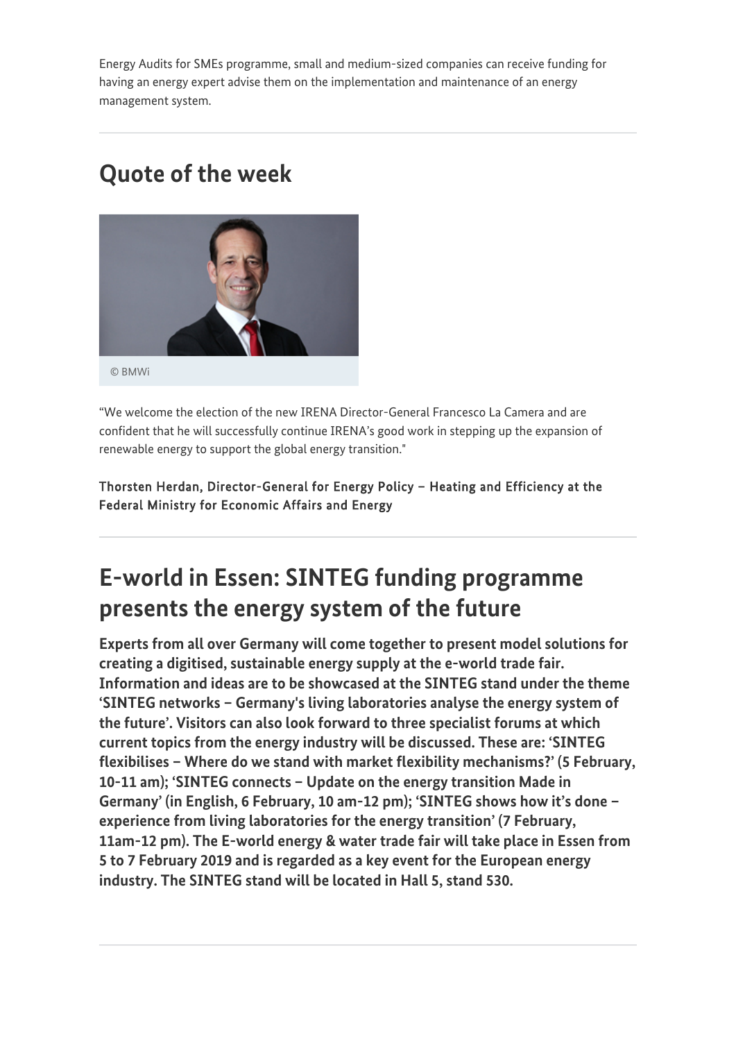Energy Audits for SMEs programme, small and medium-sized companies can receive funding for having an energy expert advise them on the implementation and maintenance of an energy management system.

## Quote of the week

© BMWi

“We welcome the election of the new IRENA Director-General Francesco La Camera and are confident that he will successfully continue IRENA’s good work in stepping up the expansion of renewable energy to support the global energy transition."

Thorsten Herdan, Director-General for Energy Policy – Heating and Efficiency at the Federal Ministry for Economic Affairs and Energy

## E-world in Essen: SINTEG funding programme presents the energy system of the future

**Experts from all over Germany will come together to present model solutions for creating a digitised, sustainable energy supply at the e-world trade fair. Information and ideas are to be showcased at the SINTEG stand under the theme ‘SINTEG networks – Germany's living laboratories analyse the energy system of the future’. Visitors can also look forward to three specialist forums at which current topics from the energy industry will be discussed. These are: ‘SINTEG flexibilises – Where do we stand with market flexibility mechanisms?’ (5 February, 10-11 am); ‘SINTEG connects – Update on the energy transition Made in Germany’ (in English, 6 February, 10 am-12 pm); ‘SINTEG shows how it’s done – experience from living laboratories for the energy transition’ (7 February, 11am-12 pm). The E-world energy & water trade fair will take place in Essen from 5 to 7 February 2019 and is regarded as a key event for the European energy industry. The SINTEG stand will be located in Hall 5, stand 530.**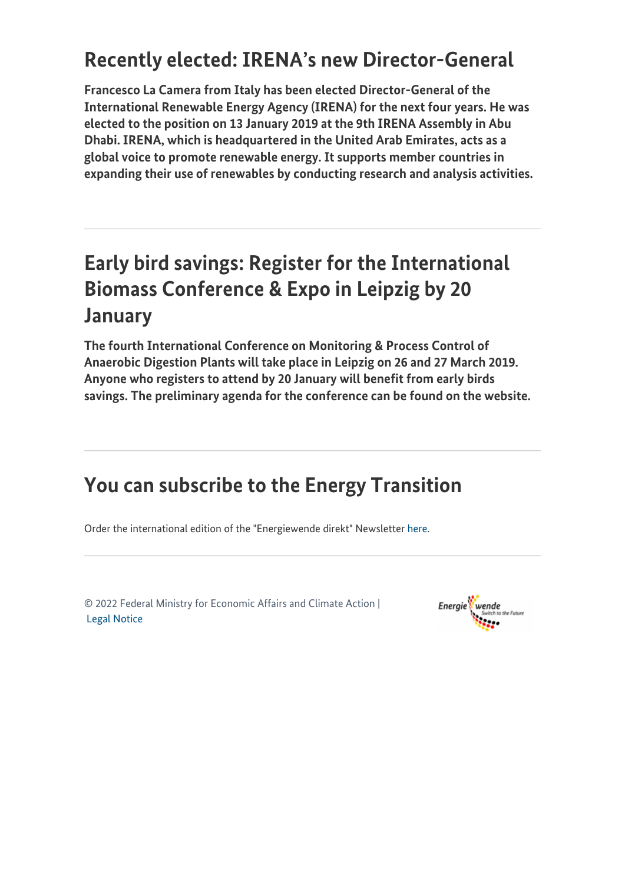## Recently elected: IRENA's new Director-General

**Francesco La Camera from Italy has been elected Director-General of the International Renewable Energy Agency (IRENA) for the next four years. He was elected to the position on 13 January 2019 at the 9th IRENA Assembly in Abu Dhabi. IRENA, which is headquartered in the United Arab Emirates, acts as a global voice to promote renewable energy. It supports member countries in expanding their use of renewables by conducting research and analysis activities.**

---

## Early bird savings: Register for the International Biomass Conference & Expo in Leipzig by 20 January

**The fourth International Conference on Monitoring & Process Control of Anaerobic Digestion Plants will take place in Leipzig on 26 and 27 March 2019. Anyone who registers to attend by 20 January will benefit from early birds savings. The preliminary agenda for the conference can be found on the website.**

---

## You can subscribe to the Energy Transition

Order the international edition of the "Energiewende direkt" Newsletter here.

---

© 2022 Federal Ministry for Economic Affairs and Climate Action | Legal Notice

Energie wende Switch to the Future